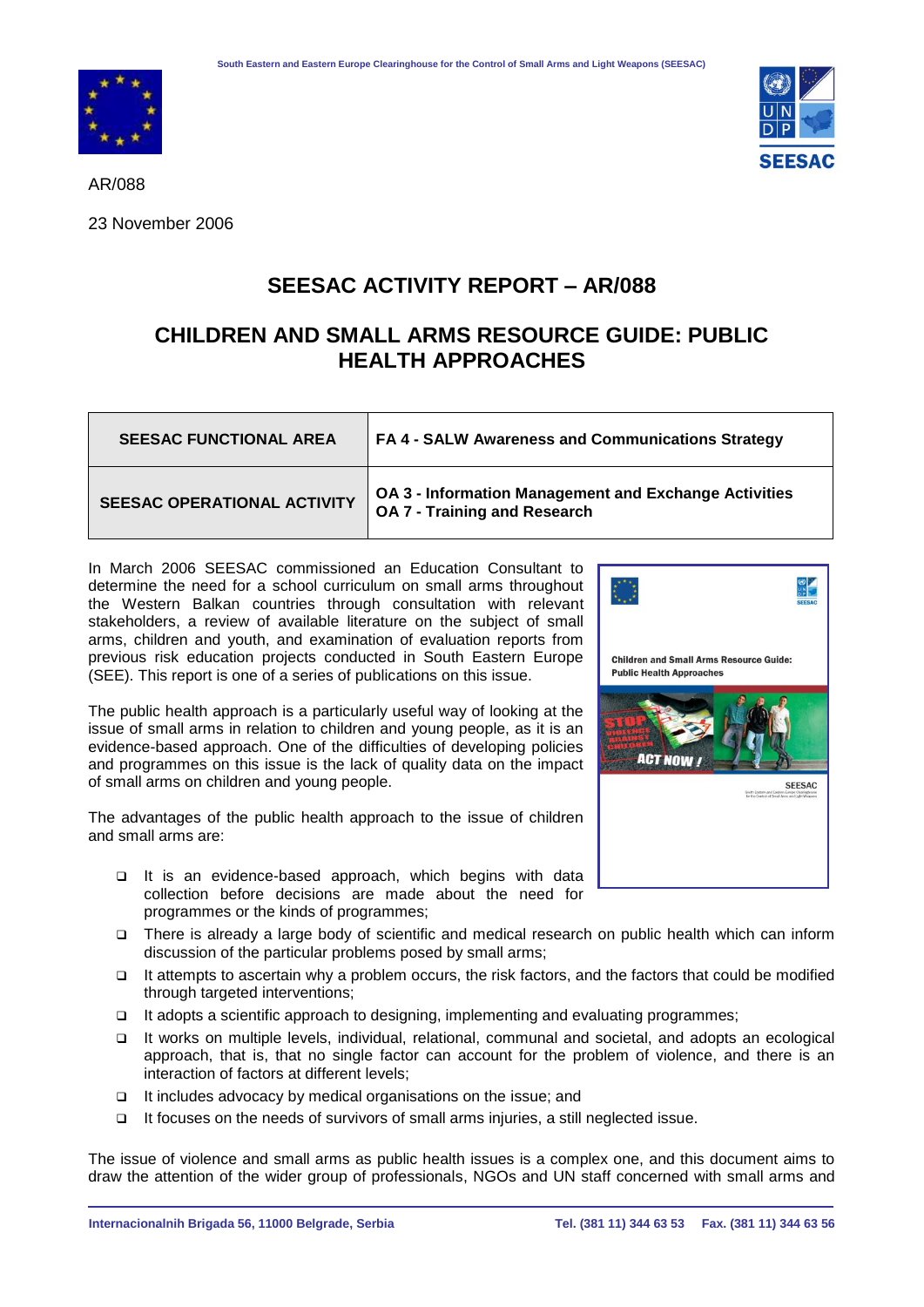South Eastern and Eastern Europe Clearinghouse for the Control of Small Arms and Light Weapons (SEESAC)

AR/088

23 November 2006

# SEESAC ACTIVITY REPORT – AR/088

## CHILDREN AND SMALL ARMS RESOURCE GUIDE: PUBLIC HEALTH APPROACHES

| SEESAC FUNCTIONAL AREA | FA 4 - SALW Awareness and Communications Strategy |
|---|---|
| SEESAC OPERATIONAL ACTIVITY | OA 3 - Information Management and Exchange Activities<br>OA 7 - Training and Research |

In March 2006 SEESAC commissioned an Education Consultant to determine the need for a school curriculum on small arms throughout the Western Balkan countries through consultation with relevant stakeholders, a review of available literature on the subject of small arms, children and youth, and examination of evaluation reports from previous risk education projects conducted in South Eastern Europe (SEE). This report is one of a series of publications on this issue.

The public health approach is a particularly useful way of looking at the issue of small arms in relation to children and young people, as it is an evidence-based approach. One of the difficulties of developing policies and programmes on this issue is the lack of quality data on the impact of small arms on children and young people.

The advantages of the public health approach to the issue of children and small arms are:

- It is an evidence-based approach, which begins with data collection before decisions are made about the need for programmes or the kinds of programmes;
- There is already a large body of scientific and medical research on public health which can inform discussion of the particular problems posed by small arms;
- It attempts to ascertain why a problem occurs, the risk factors, and the factors that could be modified through targeted interventions;
- It adopts a scientific approach to designing, implementing and evaluating programmes;
- It works on multiple levels, individual, relational, communal and societal, and adopts an ecological approach, that is, that no single factor can account for the problem of violence, and there is an interaction of factors at different levels;
- It includes advocacy by medical organisations on the issue; and
- It focuses on the needs of survivors of small arms injuries, a still neglected issue.

The issue of violence and small arms as public health issues is a complex one, and this document aims to draw the attention of the wider group of professionals, NGOs and UN staff concerned with small arms and

Internacionalnih Brigada 56, 11000 Belgrade, Serbia    Tel. (381 11) 344 63 53    Fax. (381 11) 344 63 56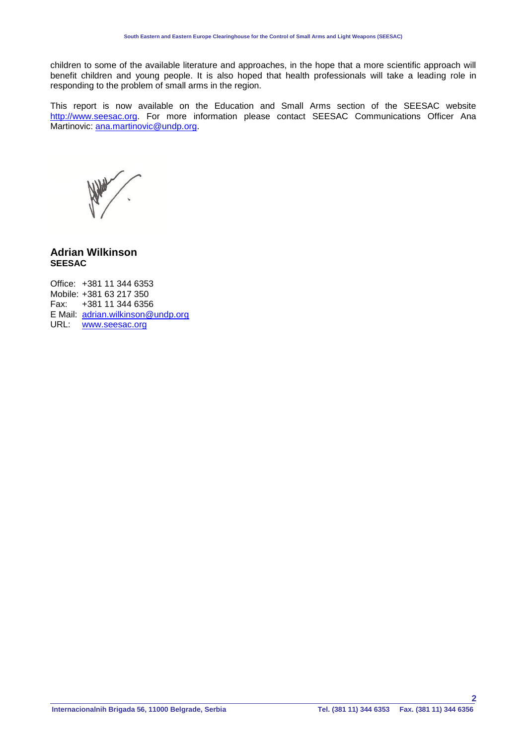children to some of the available literature and approaches, in the hope that a more scientific approach will benefit children and young people. It is also hoped that health professionals will take a leading role in responding to the problem of small arms in the region.

This report is now available on the Education and Small Arms section of the SEESAC website http://www.seesac.org. For more information please contact SEESAC Communications Officer Ana Martinovic: ana.martinovic@undp.org.

**Adrian Wilkinson**
**SEESAC**

Office: +381 11 344 6353
Mobile: +381 63 217 350
Fax: +381 11 344 6356
E Mail: adrian.wilkinson@undp.org
URL: www.seesac.org